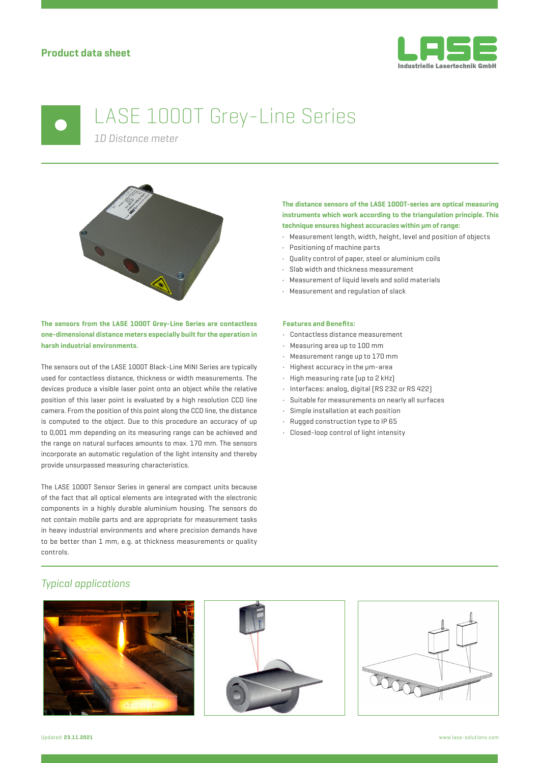**Product data sheet**

# LASE 1000T Grey-Line Series

*1D Distance meter*

**The distance sensors of the LASE 1000T-series are optical measuring instruments which work according to the triangulation principle. This technique ensures highest accuracies within µm of range:**

- Measurement length, width, height, level and position of objects
- Positioning of machine parts
- Quality control of paper, steel or aluminium coils
- Slab width and thickness measurement
- Measurement of liquid levels and solid materials
- Measurement and regulation of slack

**The sensors from the LASE 1000T Grey-Line Series are contactless one-dimensional distance meters especially built for the operation in harsh industrial environments.**

The sensors out of the LASE 1000T Black-Line MINI Series are typically used for contactless distance, thickness or width measurements. The devices produce a visible laser point onto an object while the relative position of this laser point is evaluated by a high resolution CCD line camera. From the position of this point along the CCD line, the distance is computed to the object. Due to this procedure an accuracy of up to 0,001 mm depending on its measuring range can be achieved and the range on natural surfaces amounts to max. 170 mm. The sensors incorporate an automatic regulation of the light intensity and thereby provide unsurpassed measuring characteristics.

The LASE 1000T Sensor Series in general are compact units because of the fact that all optical elements are integrated with the electronic components in a highly durable aluminium housing. The sensors do not contain mobile parts and are appropriate for measurement tasks in heavy industrial environments and where precision demands have to be better than 1 mm, e.g. at thickness measurements or quality controls.

**Features and Benefits:**

- Contactless distance measurement
- Measuring area up to 100 mm
- Measurement range up to 170 mm
- Highest accuracy in the µm-area
- High measuring rate (up to 2 kHz)
- Interfaces: analog, digital (RS 232 or RS 422)
- Suitable for measurements on nearly all surfaces
- Simple installation at each position
- Rugged construction type to IP 65
- Closed-loop control of light intensity

## *Typical applications*

Updated: **23.11.2021**

www.lase-solutions.com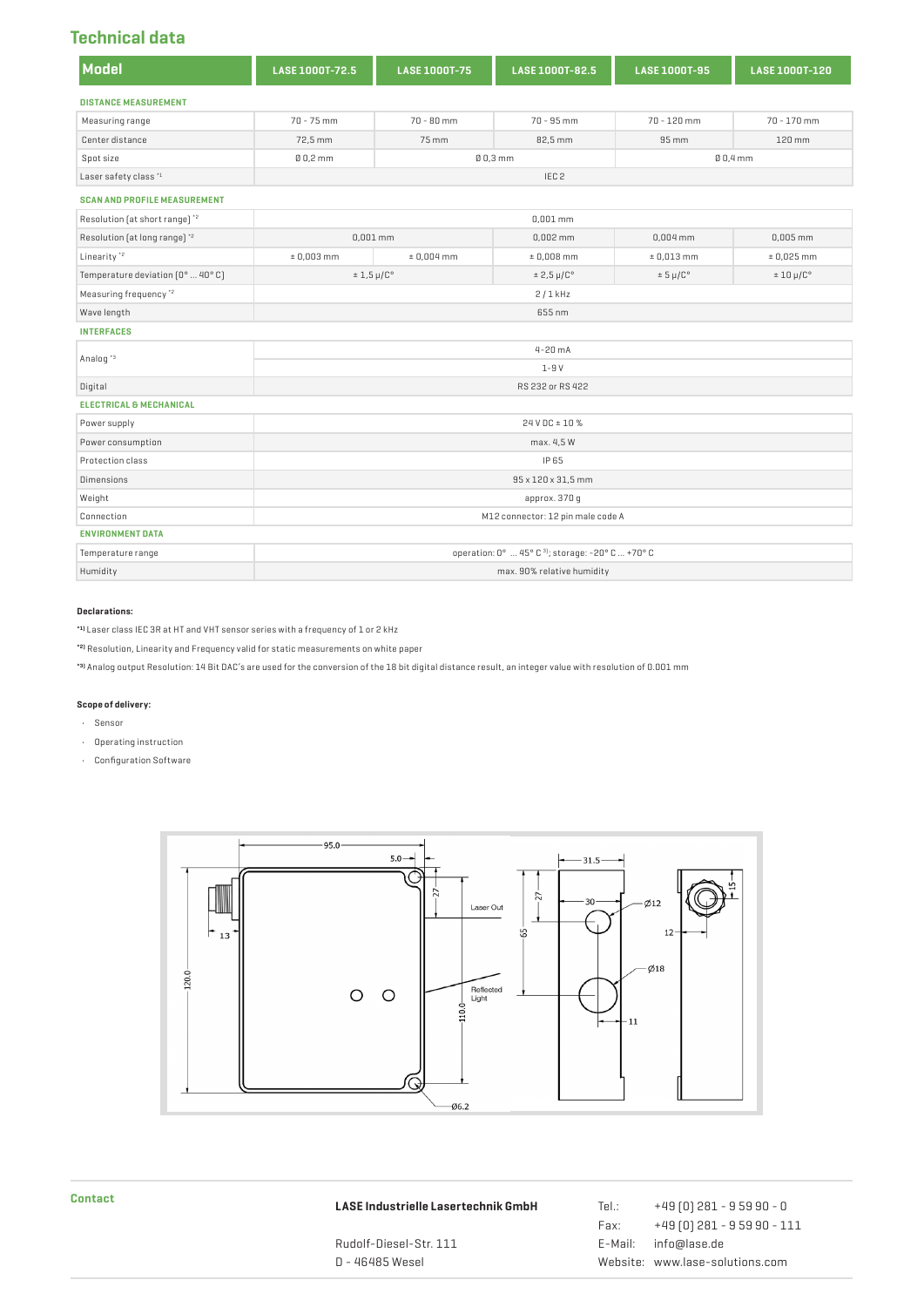## Technical data

| Model | LASE 1000T-72.5 | LASE 1000T-75 | LASE 1000T-82.5 | LASE 1000T-95 | LASE 1000T-120 |
|---|---|---|---|---|---|
| **DISTANCE MEASUREMENT** | | | | | |
| Measuring range | 70 - 75 mm | 70 - 80 mm | 70 - 95 mm | 70 - 120 mm | 70 - 170 mm |
| Center distance | 72,5 mm | 75 mm | 82,5 mm | 95 mm | 120 mm |
| Spot size | Ø 0,2 mm | Ø 0,3 mm | | Ø 0,4 mm | |
| Laser safety class *1 | IEC 2 | | | | |
| **SCAN AND PROFILE MEASUREMENT** | | | | | |
| Resolution (at short range) *2 | 0,001 mm | | | | |
| Resolution (at long range) *2 | 0,001 mm | | 0,002 mm | 0,004 mm | 0,005 mm |
| Linearity *2 | ± 0,003 mm | ± 0,004 mm | ± 0,008 mm | ± 0,013 mm | ± 0,025 mm |
| Temperature deviation (0° ... 40° C) | ± 1,5 µ/C° | | ± 2,5 µ/C° | ± 5 µ/C° | ± 10 µ/C° |
| Measuring frequency *2 | 2 / 1 kHz | | | | |
| Wave length | 655 nm | | | | |
| **INTERFACES** | | | | | |
| Analog *3 | 4-20 mA<br>1-9 V | | | | |
| Digital | RS 232 or RS 422 | | | | |
| **ELECTRICAL & MECHANICAL** | | | | | |
| Power supply | 24 V DC ± 10 % | | | | |
| Power consumption | max. 4,5 W | | | | |
| Protection class | IP 65 | | | | |
| Dimensions | 95 x 120 x 31,5 mm | | | | |
| Weight | approx. 370 g | | | | |
| Connection | M12 connector: 12 pin male code A | | | | |
| **ENVIRONMENT DATA** | | | | | |
| Temperature range | operation: 0° ... 45° C 3); storage: -20° C ... +70° C | | | | |
| Humidity | max. 90% relative humidity | | | | |

**Declarations:**

*1) Laser class IEC 3R at HT and VHT sensor series with a frequency of 1 or 2 kHz

*2) Resolution, Linearity and Frequency valid for static measurements on white paper

*3) Analog output Resolution: 14 Bit DAC's are used for the conversion of the 18 bit digital distance result, an integer value with resolution of 0.001 mm

**Scope of delivery:**

- Sensor
- Operating instruction
- Configuration Software

95.0
5.0
27
Laser Out
120.0
13
Reflected Light
110.0
Ø6.2
31.5
27
30
Ø12
65
Ø18
11
15
12

**Contact**

**LASE Industrielle Lasertechnik GmbH**

Rudolf-Diesel-Str. 111
D - 46485 Wesel

Tel.: +49 (0) 281 - 9 59 90 - 0
Fax: +49 (0) 281 - 9 59 90 - 111
E-Mail: info@lase.de
Website: www.lase-solutions.com